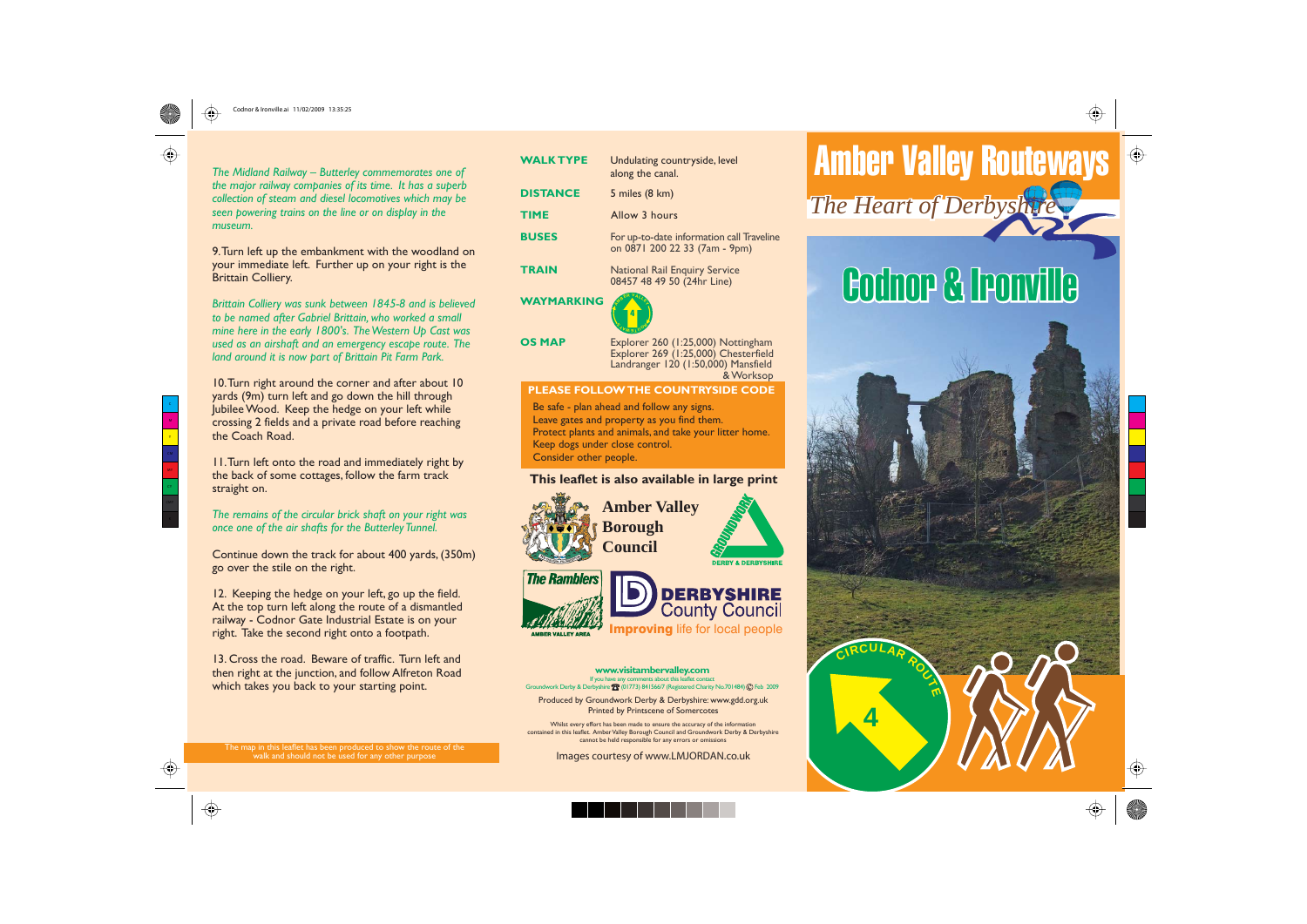*The Midland Railway – Butterley commemorates one of the major railway companies of its time. It has a superb collection of steam and diesel locomotives which may be seen powering trains on the line or on display in the museum.*

9. Turn left up the embankment with the woodland on your immediate left. Further up on your right is the Brittain Colliery.

*Brittain Colliery was sunk between 1845-8 and is believed to be named after Gabriel Brittain, who worked a small mine here in the early 1800's. The Western Up Cast was used as an airshaft and an emergency escape route. The land around it is now part of Brittain Pit Farm Park.*

10. Turn right around the corner and after about 10 yards (9m) turn left and go down the hill through Jubilee Wood. Keep the hedge on your left while crossing 2 fields and a private road before reaching the Coach Road.

11. Turn left onto the road and immediately right by the back of some cottages, follow the farm track straight on.

*The remains of the circular brick shaft on your right was once one of the air shafts for the Butterley Tunnel.*

Continue down the track for about 400 yards, (350m) go over the stile on the right.

12. Keeping the hedge on your left, go up the field. At the top turn left along the route of a dismantled railway - Codnor Gate Industrial Estate is on your right. Take the second right onto a footpath.

13. Cross the road. Beware of traffic. Turn left and then right at the junction, and follow Alfreton Road which takes you back to your starting point.

The map in this leaflet has been produced to show the route of the walk and should not be used for any other purpose

| | |
|---|---|
| **WALK TYPE** | Undulating countryside, level along the canal. |
| **DISTANCE** | 5 miles (8 km) |
| **TIME** | Allow 3 hours |
| **BUSES** | For up-to-date information call Traveline on 0871 200 22 33 (7am - 9pm) |
| **TRAIN** | National Rail Enquiry Service 08457 48 49 50 (24hr Line) |
| **WAYMARKING** | |
| **OS MAP** | Explorer 260 (1:25,000) Nottingham<br>Explorer 269 (1:25,000) Chesterfield<br>Landranger 120 (1:50,000) Mansfield & Worksop |

**PLEASE FOLLOW THE COUNTRYSIDE CODE**

Be safe - plan ahead and follow any signs.
Leave gates and property as you find them.
Protect plants and animals, and take your litter home.
Keep dogs under close control.
Consider other people.

**This leaflet is also available in large print**

Amber Valley Borough Council

Groundwork Derby & Derbyshire

The Ramblers Amber Valley Area

Derbyshire County Council — Improving life for local people

**www.visitambervalley.com**

If you have any comments about this leaflet contact Groundwork Derby & Derbyshire ☎ (01773) 841566/7 (Registered Charity No.701484) © Feb 2009

Produced by Groundwork Derby & Derbyshire: www.gdd.org.uk
Printed by Printscene of Somercotes

Whilst every effort has been made to ensure the accuracy of the information contained in this leaflet. Amber Valley Borough Council and Groundwork Derby & Derbyshire cannot be held responsible for any errors or omissions

Images courtesy of www.LMJORDAN.co.uk

# Amber Valley Routeways

*The Heart of Derbyshire*

# Codnor & Ironville

CIRCULAR ROUTE 4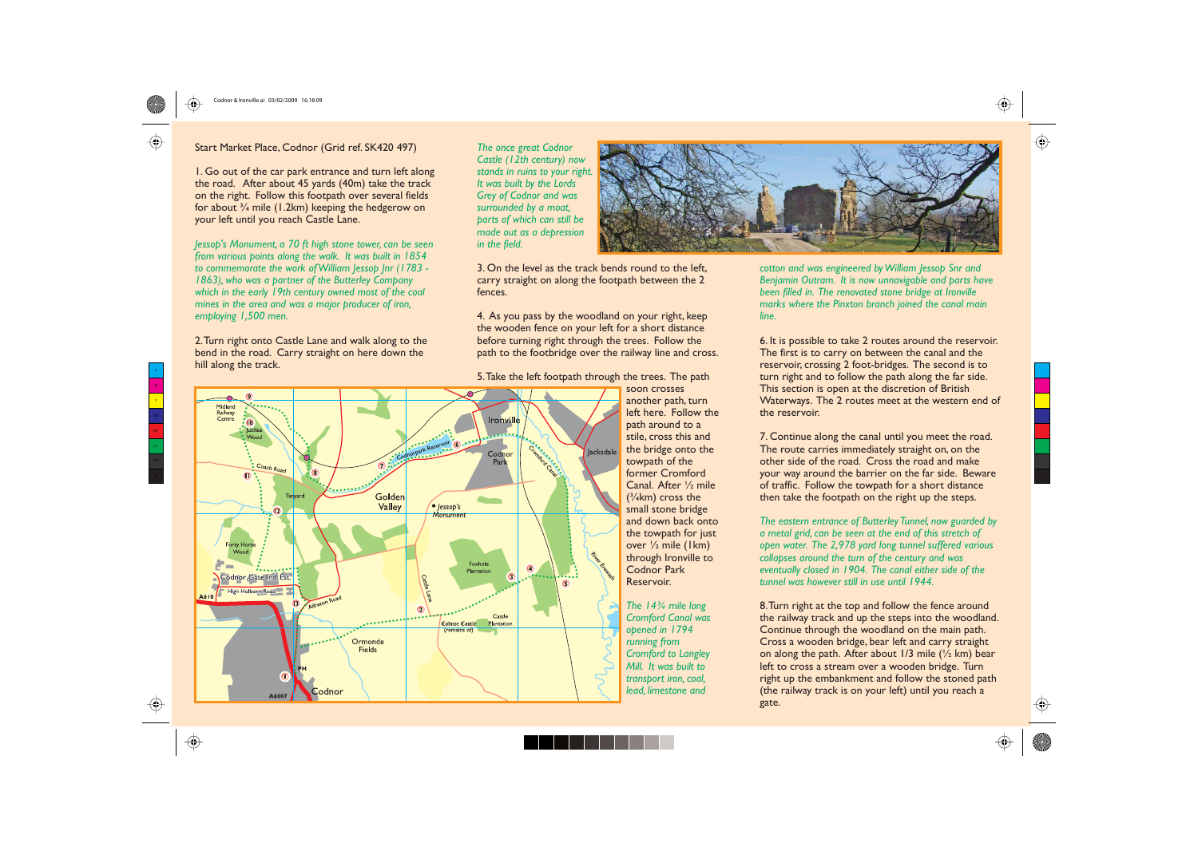Start Market Place, Codnor (Grid ref. SK420 497)

1. Go out of the car park entrance and turn left along the road. After about 45 yards (40m) take the track on the right. Follow this footpath over several fields for about ¾ mile (1.2km) keeping the hedgerow on your left until you reach Castle Lane.

*Jessop's Monument, a 70 ft high stone tower, can be seen from various points along the walk. It was built in 1854 to commemorate the work of William Jessop Jnr (1783 - 1863), who was a partner of the Butterley Company which in the early 19th century owned most of the coal mines in the area and was a major producer of iron, employing 1,500 men.*

2. Turn right onto Castle Lane and walk along to the bend in the road. Carry straight on here down the hill along the track.

*The once great Codnor Castle (12th century) now stands in ruins to your right. It was built by the Lords Grey of Codnor and was surrounded by a moat, parts of which can still be made out as a depression in the field.*

3. On the level as the track bends round to the left, carry straight on along the footpath between the 2 fences.

4. As you pass by the woodland on your right, keep the wooden fence on your left for a short distance before turning right through the trees. Follow the path to the footbridge over the railway line and cross.

5. Take the left footpath through the trees. The path soon crosses another path, turn left here. Follow the path around to a stile, cross this and the bridge onto the towpath of the former Cromford Canal. After ½ mile (¾km) cross the small stone bridge and down back onto the towpath for just over ½ mile (1km) through Ironville to Codnor Park Reservoir.

*The 14¾ mile long Cromford Canal was opened in 1794 running from Cromford to Langley Mill. It was built to transport iron, coal, lead, limestone and cotton and was engineered by William Jessop Snr and Benjamin Outram. It is now unnavigable and parts have been filled in. The renovated stone bridge at Ironville marks where the Pinxton branch joined the canal main line.*

6. It is possible to take 2 routes around the reservoir. The first is to carry on between the canal and the reservoir, crossing 2 foot-bridges. The second is to turn right and to follow the path along the far side. This section is open at the discretion of British Waterways. The 2 routes meet at the western end of the reservoir.

7. Continue along the canal until you meet the road. The route carries immediately straight on, on the other side of the road. Cross the road and make your way around the barrier on the far side. Beware of traffic. Follow the towpath for a short distance then take the footpath on the right up the steps.

*The eastern entrance of Butterley Tunnel, now guarded by a metal grid, can be seen at the end of this stretch of open water. The 2,978 yard long tunnel suffered various collapses around the turn of the century and was eventually closed in 1904. The canal either side of the tunnel was however still in use until 1944.*

8. Turn right at the top and follow the fence around the railway track and up the steps into the woodland. Continue through the woodland on the main path. Cross a wooden bridge, bear left and carry straight on along the path. After about 1/3 mile (½ km) bear left to cross a stream over a wooden bridge. Turn right up the embankment and follow the stoned path (the railway track is on your left) until you reach a gate.